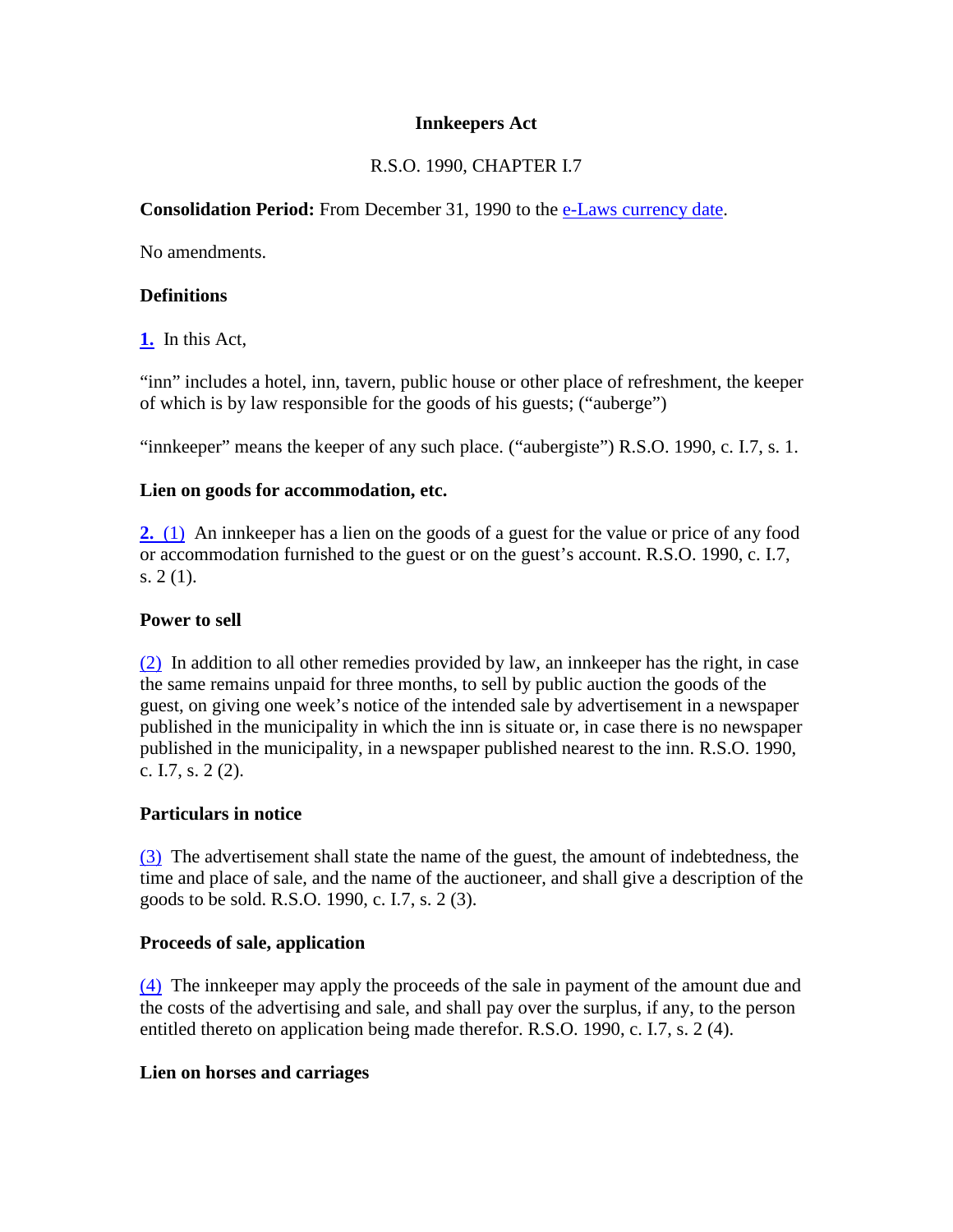# Innkeepers Act

R.S.O. 1990, CHAPTER I.7

**Consolidation Period:** From December 31, 1990 to the e-Laws currency date.

No amendments.

### Definitions

**1.** In this Act,

“inn” includes a hotel, inn, tavern, public house or other place of refreshment, the keeper of which is by law responsible for the goods of his guests; (“auberge”)

“innkeeper” means the keeper of any such place. (“aubergiste”) R.S.O. 1990, c. I.7, s. 1.

### Lien on goods for accommodation, etc.

**2.** (1) An innkeeper has a lien on the goods of a guest for the value or price of any food or accommodation furnished to the guest or on the guest’s account. R.S.O. 1990, c. I.7, s. 2 (1).

### Power to sell

(2) In addition to all other remedies provided by law, an innkeeper has the right, in case the same remains unpaid for three months, to sell by public auction the goods of the guest, on giving one week’s notice of the intended sale by advertisement in a newspaper published in the municipality in which the inn is situate or, in case there is no newspaper published in the municipality, in a newspaper published nearest to the inn. R.S.O. 1990, c. I.7, s. 2 (2).

### Particulars in notice

(3) The advertisement shall state the name of the guest, the amount of indebtedness, the time and place of sale, and the name of the auctioneer, and shall give a description of the goods to be sold. R.S.O. 1990, c. I.7, s. 2 (3).

### Proceeds of sale, application

(4) The innkeeper may apply the proceeds of the sale in payment of the amount due and the costs of the advertising and sale, and shall pay over the surplus, if any, to the person entitled thereto on application being made therefor. R.S.O. 1990, c. I.7, s. 2 (4).

### Lien on horses and carriages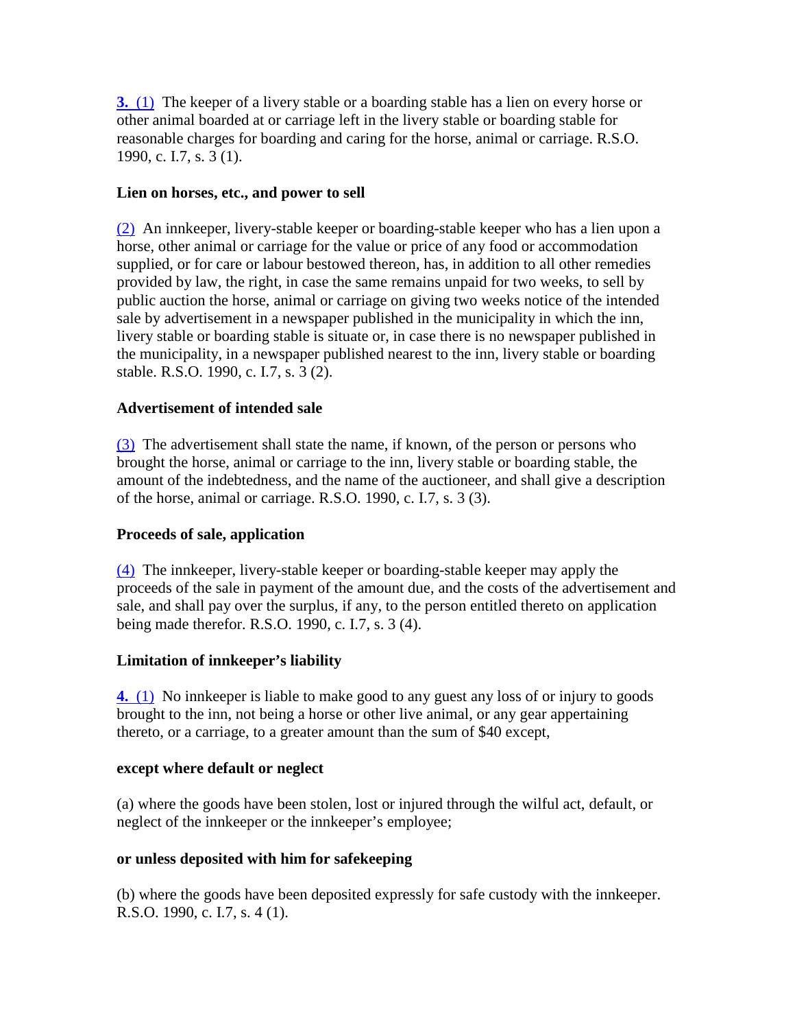**3.** (1) The keeper of a livery stable or a boarding stable has a lien on every horse or other animal boarded at or carriage left in the livery stable or boarding stable for reasonable charges for boarding and caring for the horse, animal or carriage. R.S.O. 1990, c. I.7, s. 3 (1).

**Lien on horses, etc., and power to sell**

(2) An innkeeper, livery-stable keeper or boarding-stable keeper who has a lien upon a horse, other animal or carriage for the value or price of any food or accommodation supplied, or for care or labour bestowed thereon, has, in addition to all other remedies provided by law, the right, in case the same remains unpaid for two weeks, to sell by public auction the horse, animal or carriage on giving two weeks notice of the intended sale by advertisement in a newspaper published in the municipality in which the inn, livery stable or boarding stable is situate or, in case there is no newspaper published in the municipality, in a newspaper published nearest to the inn, livery stable or boarding stable. R.S.O. 1990, c. I.7, s. 3 (2).

**Advertisement of intended sale**

(3) The advertisement shall state the name, if known, of the person or persons who brought the horse, animal or carriage to the inn, livery stable or boarding stable, the amount of the indebtedness, and the name of the auctioneer, and shall give a description of the horse, animal or carriage. R.S.O. 1990, c. I.7, s. 3 (3).

**Proceeds of sale, application**

(4) The innkeeper, livery-stable keeper or boarding-stable keeper may apply the proceeds of the sale in payment of the amount due, and the costs of the advertisement and sale, and shall pay over the surplus, if any, to the person entitled thereto on application being made therefor. R.S.O. 1990, c. I.7, s. 3 (4).

**Limitation of innkeeper's liability**

**4.** (1) No innkeeper is liable to make good to any guest any loss of or injury to goods brought to the inn, not being a horse or other live animal, or any gear appertaining thereto, or a carriage, to a greater amount than the sum of $40 except,

**except where default or neglect**

(a) where the goods have been stolen, lost or injured through the wilful act, default, or neglect of the innkeeper or the innkeeper's employee;

**or unless deposited with him for safekeeping**

(b) where the goods have been deposited expressly for safe custody with the innkeeper. R.S.O. 1990, c. I.7, s. 4 (1).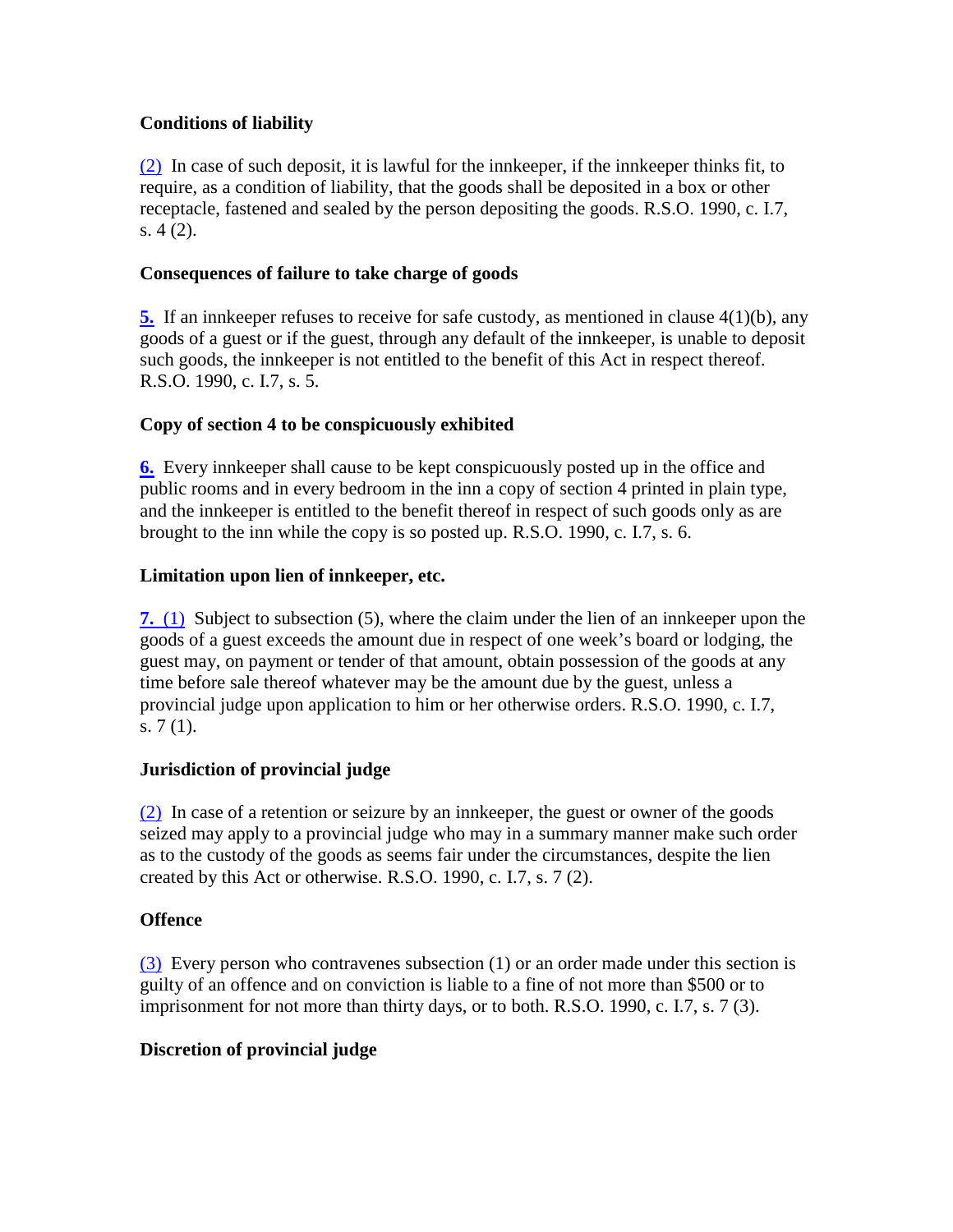**Conditions of liability**

(2) In case of such deposit, it is lawful for the innkeeper, if the innkeeper thinks fit, to require, as a condition of liability, that the goods shall be deposited in a box or other receptacle, fastened and sealed by the person depositing the goods. R.S.O. 1990, c. I.7, s. 4 (2).

**Consequences of failure to take charge of goods**

**5.** If an innkeeper refuses to receive for safe custody, as mentioned in clause 4(1)(b), any goods of a guest or if the guest, through any default of the innkeeper, is unable to deposit such goods, the innkeeper is not entitled to the benefit of this Act in respect thereof. R.S.O. 1990, c. I.7, s. 5.

**Copy of section 4 to be conspicuously exhibited**

**6.** Every innkeeper shall cause to be kept conspicuously posted up in the office and public rooms and in every bedroom in the inn a copy of section 4 printed in plain type, and the innkeeper is entitled to the benefit thereof in respect of such goods only as are brought to the inn while the copy is so posted up. R.S.O. 1990, c. I.7, s. 6.

**Limitation upon lien of innkeeper, etc.**

**7.** (1) Subject to subsection (5), where the claim under the lien of an innkeeper upon the goods of a guest exceeds the amount due in respect of one week's board or lodging, the guest may, on payment or tender of that amount, obtain possession of the goods at any time before sale thereof whatever may be the amount due by the guest, unless a provincial judge upon application to him or her otherwise orders. R.S.O. 1990, c. I.7, s. 7 (1).

**Jurisdiction of provincial judge**

(2) In case of a retention or seizure by an innkeeper, the guest or owner of the goods seized may apply to a provincial judge who may in a summary manner make such order as to the custody of the goods as seems fair under the circumstances, despite the lien created by this Act or otherwise. R.S.O. 1990, c. I.7, s. 7 (2).

**Offence**

(3) Every person who contravenes subsection (1) or an order made under this section is guilty of an offence and on conviction is liable to a fine of not more than $500 or to imprisonment for not more than thirty days, or to both. R.S.O. 1990, c. I.7, s. 7 (3).

**Discretion of provincial judge**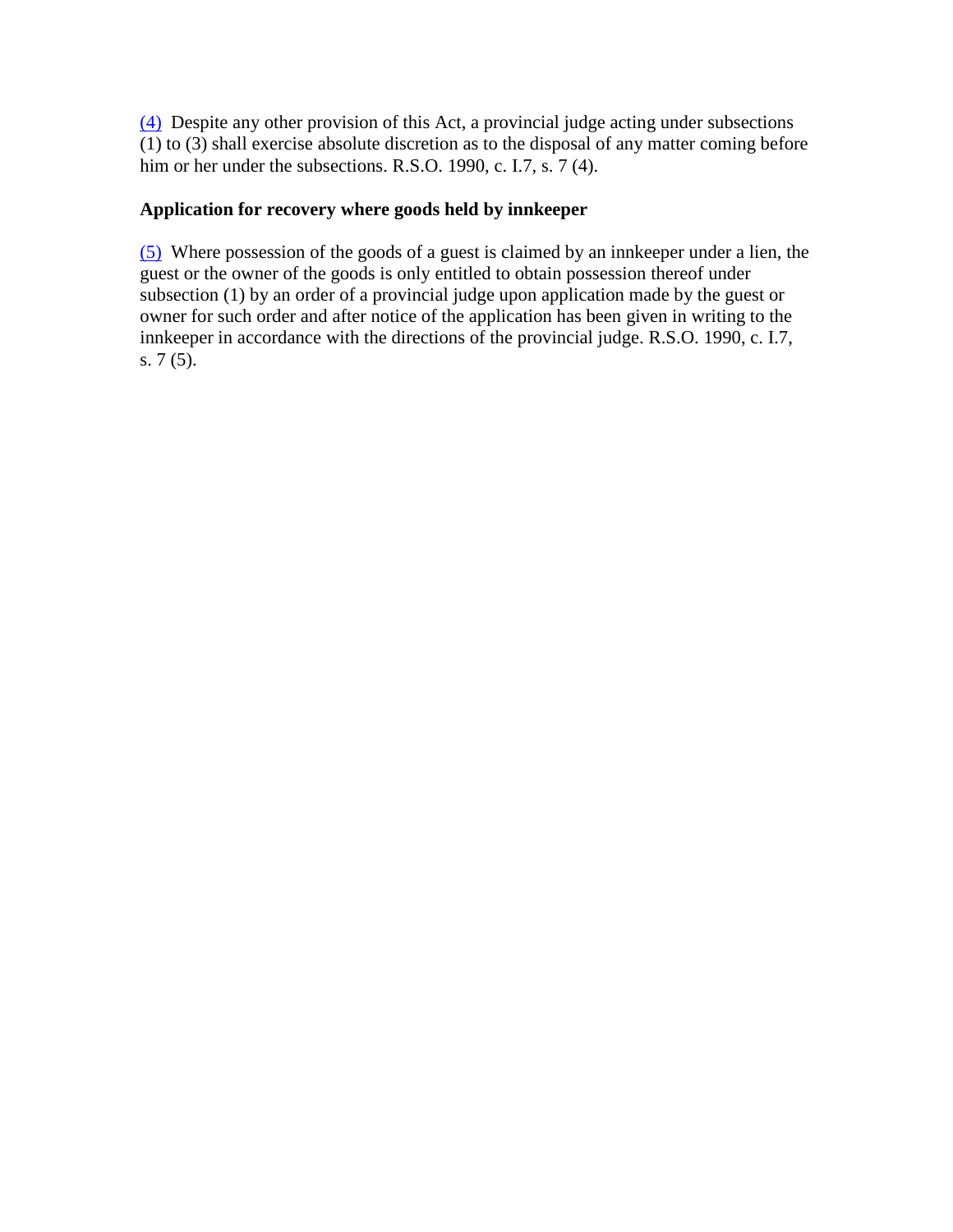(4) Despite any other provision of this Act, a provincial judge acting under subsections (1) to (3) shall exercise absolute discretion as to the disposal of any matter coming before him or her under the subsections. R.S.O. 1990, c. I.7, s. 7 (4).

**Application for recovery where goods held by innkeeper**

(5) Where possession of the goods of a guest is claimed by an innkeeper under a lien, the guest or the owner of the goods is only entitled to obtain possession thereof under subsection (1) by an order of a provincial judge upon application made by the guest or owner for such order and after notice of the application has been given in writing to the innkeeper in accordance with the directions of the provincial judge. R.S.O. 1990, c. I.7, s. 7 (5).